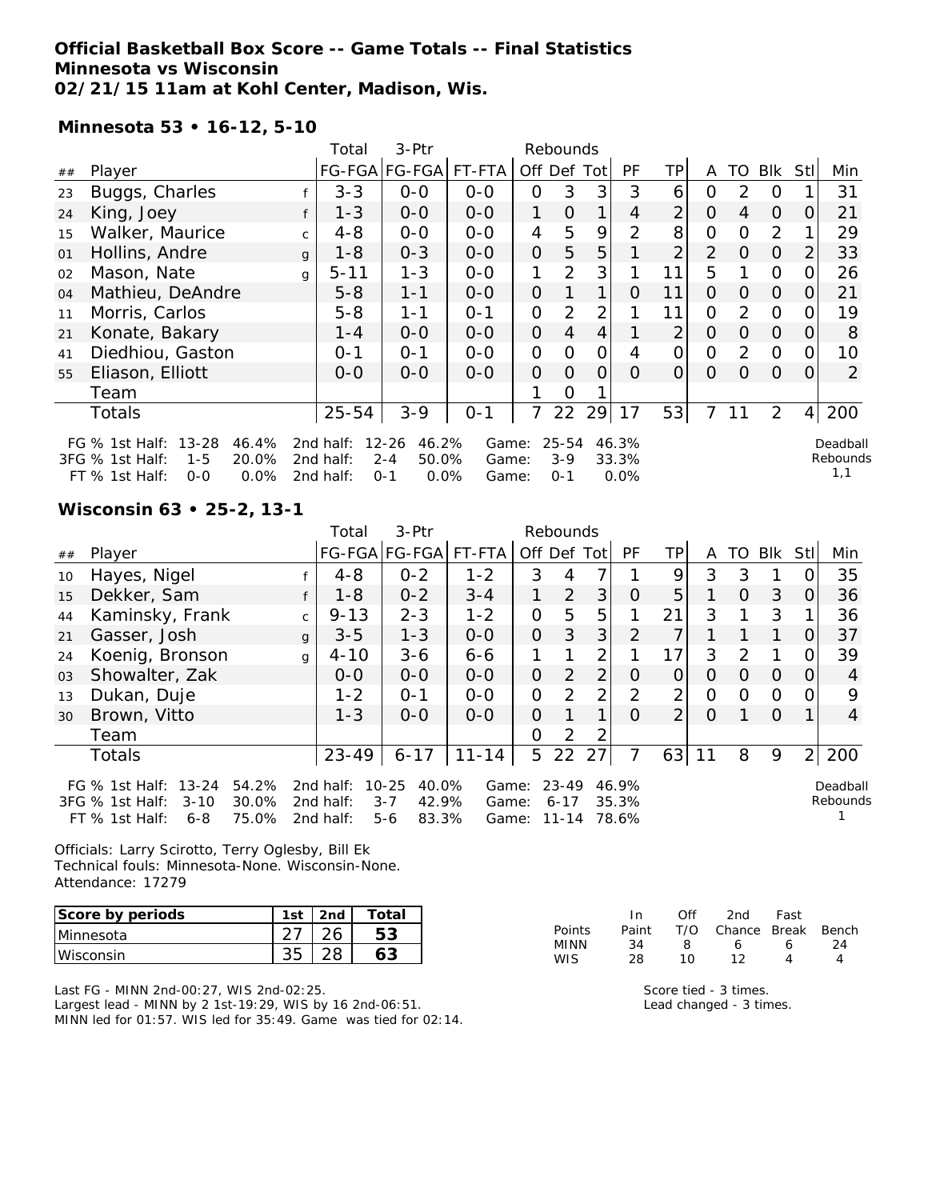# Official Basketball Box Score -- Game Totals -- Final Statistics
## Minnesota vs Wisconsin
## 02/21/15 11am at Kohl Center, Madison, Wis.

### Minnesota 53 • 16-12, 5-10

| ## | Player | | Total FG-FGA | 3-Ptr FG-FGA | FT-FTA | Rebounds Off | Def | Tot | PF | TP | A | TO | Blk | Stl | Min |
|---|---|---|---|---|---|---|---|---|---|---|---|---|---|---|---|
| 23 | Buggs, Charles | f | 3-3 | 0-0 | 0-0 | 0 | 3 | 3 | 3 | 6 | 0 | 2 | 0 | 1 | 31 |
| 24 | King, Joey | f | 1-3 | 0-0 | 0-0 | 1 | 0 | 1 | 4 | 2 | 0 | 4 | 0 | 0 | 21 |
| 15 | Walker, Maurice | c | 4-8 | 0-0 | 0-0 | 4 | 5 | 9 | 2 | 8 | 0 | 0 | 2 | 1 | 29 |
| 01 | Hollins, Andre | g | 1-8 | 0-3 | 0-0 | 0 | 5 | 5 | 1 | 2 | 2 | 0 | 0 | 2 | 33 |
| 02 | Mason, Nate | g | 5-11 | 1-3 | 0-0 | 1 | 2 | 3 | 1 | 11 | 5 | 1 | 0 | 0 | 26 |
| 04 | Mathieu, DeAndre | | 5-8 | 1-1 | 0-0 | 0 | 1 | 1 | 0 | 11 | 0 | 0 | 0 | 0 | 21 |
| 11 | Morris, Carlos | | 5-8 | 1-1 | 0-1 | 0 | 2 | 2 | 1 | 11 | 0 | 2 | 0 | 0 | 19 |
| 21 | Konate, Bakary | | 1-4 | 0-0 | 0-0 | 0 | 4 | 4 | 1 | 2 | 0 | 0 | 0 | 0 | 8 |
| 41 | Diedhiou, Gaston | | 0-1 | 0-1 | 0-0 | 0 | 0 | 0 | 4 | 0 | 0 | 2 | 0 | 0 | 10 |
| 55 | Eliason, Elliott | | 0-0 | 0-0 | 0-0 | 0 | 0 | 0 | 0 | 0 | 0 | 0 | 0 | 0 | 2 |
| | Team | | | | | 1 | 0 | 1 | | | | | | | |
| | Totals | | 25-54 | 3-9 | 0-1 | 7 | 22 | 29 | 17 | 53 | 7 | 11 | 2 | 4 | 200 |

FG % 1st Half: 13-28 46.4% 2nd half: 12-26 46.2% Game: 25-54 46.3%
3FG % 1st Half: 1-5 20.0% 2nd half: 2-4 50.0% Game: 3-9 33.3%
FT % 1st Half: 0-0 0.0% 2nd half: 0-1 0.0% Game: 0-1 0.0%

Deadball Rebounds 1,1

### Wisconsin 63 • 25-2, 13-1

| ## | Player | | Total FG-FGA | 3-Ptr FG-FGA | FT-FTA | Rebounds Off | Def | Tot | PF | TP | A | TO | Blk | Stl | Min |
|---|---|---|---|---|---|---|---|---|---|---|---|---|---|---|---|
| 10 | Hayes, Nigel | f | 4-8 | 0-2 | 1-2 | 3 | 4 | 7 | 1 | 9 | 3 | 3 | 1 | 0 | 35 |
| 15 | Dekker, Sam | f | 1-8 | 0-2 | 3-4 | 1 | 2 | 3 | 0 | 5 | 1 | 0 | 3 | 0 | 36 |
| 44 | Kaminsky, Frank | c | 9-13 | 2-3 | 1-2 | 0 | 5 | 5 | 1 | 21 | 3 | 1 | 3 | 1 | 36 |
| 21 | Gasser, Josh | g | 3-5 | 1-3 | 0-0 | 0 | 3 | 3 | 2 | 7 | 1 | 1 | 1 | 0 | 37 |
| 24 | Koenig, Bronson | g | 4-10 | 3-6 | 6-6 | 1 | 1 | 2 | 1 | 17 | 3 | 2 | 1 | 0 | 39 |
| 03 | Showalter, Zak | | 0-0 | 0-0 | 0-0 | 0 | 2 | 2 | 0 | 0 | 0 | 0 | 0 | 0 | 4 |
| 13 | Dukan, Duje | | 1-2 | 0-1 | 0-0 | 0 | 2 | 2 | 2 | 2 | 0 | 0 | 0 | 0 | 9 |
| 30 | Brown, Vitto | | 1-3 | 0-0 | 0-0 | 0 | 1 | 1 | 0 | 2 | 0 | 1 | 0 | 1 | 4 |
| | Team | | | | | 0 | 2 | 2 | | | | | | | |
| | Totals | | 23-49 | 6-17 | 11-14 | 5 | 22 | 27 | 7 | 63 | 11 | 8 | 9 | 2 | 200 |

FG % 1st Half: 13-24 54.2% 2nd half: 10-25 40.0% Game: 23-49 46.9%
3FG % 1st Half: 3-10 30.0% 2nd half: 3-7 42.9% Game: 6-17 35.3%
FT % 1st Half: 6-8 75.0% 2nd half: 5-6 83.3% Game: 11-14 78.6%

Deadball Rebounds 1

Officials: Larry Scirotto, Terry Oglesby, Bill Ek
Technical fouls: Minnesota-None. Wisconsin-None.
Attendance: 17279

| Score by periods | 1st | 2nd | Total |
|---|---|---|---|
| Minnesota | 27 | 26 | 53 |
| Wisconsin | 35 | 28 | 63 |

| Points | In Paint | Off T/O | 2nd Chance | Fast Break | Bench |
|---|---|---|---|---|---|
| MINN | 34 | 8 | 6 | 6 | 24 |
| WIS | 28 | 10 | 12 | 4 | 4 |

Last FG - MINN 2nd-00:27, WIS 2nd-02:25.
Largest lead - MINN by 2 1st-19:29, WIS by 16 2nd-06:51.
MINN led for 01:57. WIS led for 35:49. Game was tied for 02:14.

Score tied - 3 times.
Lead changed - 3 times.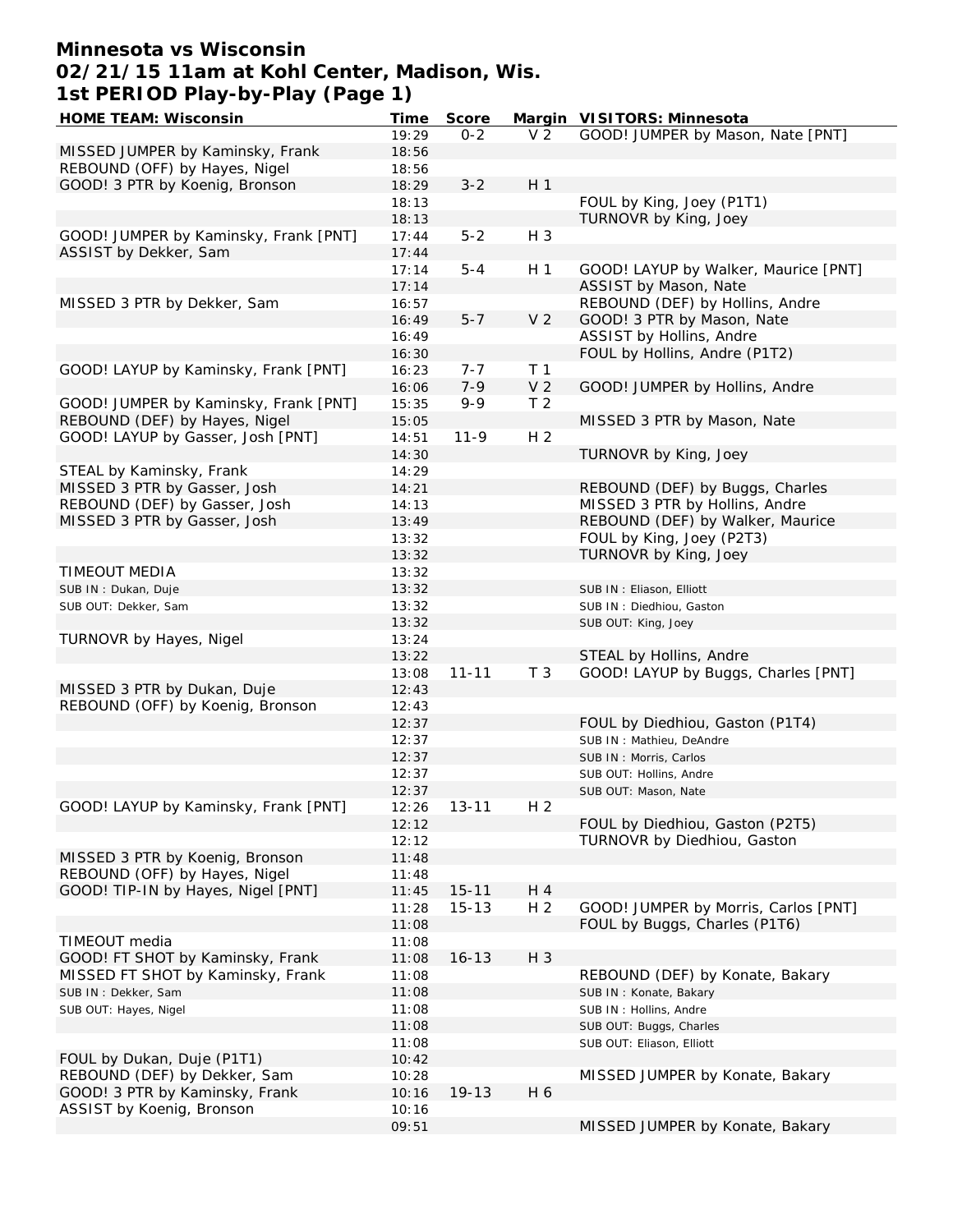# Minnesota vs Wisconsin
## 02/21/15 11am at Kohl Center, Madison, Wis.
### 1st PERIOD Play-by-Play (Page 1)

| HOME TEAM: Wisconsin | Time | Score | Margin | VISITORS: Minnesota |
|---|---|---|---|---|
| | 19:29 | 0-2 | V 2 | GOOD! JUMPER by Mason, Nate [PNT] |
| MISSED JUMPER by Kaminsky, Frank | 18:56 | | | |
| REBOUND (OFF) by Hayes, Nigel | 18:56 | | | |
| GOOD! 3 PTR by Koenig, Bronson | 18:29 | 3-2 | H 1 | |
| | 18:13 | | | FOUL by King, Joey (P1T1) |
| | 18:13 | | | TURNOVR by King, Joey |
| GOOD! JUMPER by Kaminsky, Frank [PNT] | 17:44 | 5-2 | H 3 | |
| ASSIST by Dekker, Sam | 17:44 | | | |
| | 17:14 | 5-4 | H 1 | GOOD! LAYUP by Walker, Maurice [PNT] |
| | 17:14 | | | ASSIST by Mason, Nate |
| MISSED 3 PTR by Dekker, Sam | 16:57 | | | REBOUND (DEF) by Hollins, Andre |
| | 16:49 | 5-7 | V 2 | GOOD! 3 PTR by Mason, Nate |
| | 16:49 | | | ASSIST by Hollins, Andre |
| | 16:30 | | | FOUL by Hollins, Andre (P1T2) |
| GOOD! LAYUP by Kaminsky, Frank [PNT] | 16:23 | 7-7 | T 1 | |
| | 16:06 | 7-9 | V 2 | GOOD! JUMPER by Hollins, Andre |
| GOOD! JUMPER by Kaminsky, Frank [PNT] | 15:35 | 9-9 | T 2 | |
| REBOUND (DEF) by Hayes, Nigel | 15:05 | | | MISSED 3 PTR by Mason, Nate |
| GOOD! LAYUP by Gasser, Josh [PNT] | 14:51 | 11-9 | H 2 | |
| | 14:30 | | | TURNOVR by King, Joey |
| STEAL by Kaminsky, Frank | 14:29 | | | |
| MISSED 3 PTR by Gasser, Josh | 14:21 | | | REBOUND (DEF) by Buggs, Charles |
| REBOUND (DEF) by Gasser, Josh | 14:13 | | | MISSED 3 PTR by Hollins, Andre |
| MISSED 3 PTR by Gasser, Josh | 13:49 | | | REBOUND (DEF) by Walker, Maurice |
| | 13:32 | | | FOUL by King, Joey (P2T3) |
| | 13:32 | | | TURNOVR by King, Joey |
| TIMEOUT MEDIA | 13:32 | | | |
| SUB IN : Dukan, Duje | 13:32 | | | SUB IN : Eliason, Elliott |
| SUB OUT: Dekker, Sam | 13:32 | | | SUB IN : Diedhiou, Gaston |
| | 13:32 | | | SUB OUT: King, Joey |
| TURNOVR by Hayes, Nigel | 13:24 | | | |
| | 13:22 | | | STEAL by Hollins, Andre |
| | 13:08 | 11-11 | T 3 | GOOD! LAYUP by Buggs, Charles [PNT] |
| MISSED 3 PTR by Dukan, Duje | 12:43 | | | |
| REBOUND (OFF) by Koenig, Bronson | 12:43 | | | |
| | 12:37 | | | FOUL by Diedhiou, Gaston (P1T4) |
| | 12:37 | | | SUB IN : Mathieu, DeAndre |
| | 12:37 | | | SUB IN : Morris, Carlos |
| | 12:37 | | | SUB OUT: Hollins, Andre |
| | 12:37 | | | SUB OUT: Mason, Nate |
| GOOD! LAYUP by Kaminsky, Frank [PNT] | 12:26 | 13-11 | H 2 | |
| | 12:12 | | | FOUL by Diedhiou, Gaston (P2T5) |
| | 12:12 | | | TURNOVR by Diedhiou, Gaston |
| MISSED 3 PTR by Koenig, Bronson | 11:48 | | | |
| REBOUND (OFF) by Hayes, Nigel | 11:48 | | | |
| GOOD! TIP-IN by Hayes, Nigel [PNT] | 11:45 | 15-11 | H 4 | |
| | 11:28 | 15-13 | H 2 | GOOD! JUMPER by Morris, Carlos [PNT] |
| | 11:08 | | | FOUL by Buggs, Charles (P1T6) |
| TIMEOUT media | 11:08 | | | |
| GOOD! FT SHOT by Kaminsky, Frank | 11:08 | 16-13 | H 3 | |
| MISSED FT SHOT by Kaminsky, Frank | 11:08 | | | REBOUND (DEF) by Konate, Bakary |
| SUB IN : Dekker, Sam | 11:08 | | | SUB IN : Konate, Bakary |
| SUB OUT: Hayes, Nigel | 11:08 | | | SUB IN : Hollins, Andre |
| | 11:08 | | | SUB OUT: Buggs, Charles |
| | 11:08 | | | SUB OUT: Eliason, Elliott |
| FOUL by Dukan, Duje (P1T1) | 10:42 | | | |
| REBOUND (DEF) by Dekker, Sam | 10:28 | | | MISSED JUMPER by Konate, Bakary |
| GOOD! 3 PTR by Kaminsky, Frank | 10:16 | 19-13 | H 6 | |
| ASSIST by Koenig, Bronson | 10:16 | | | |
| | 09:51 | | | MISSED JUMPER by Konate, Bakary |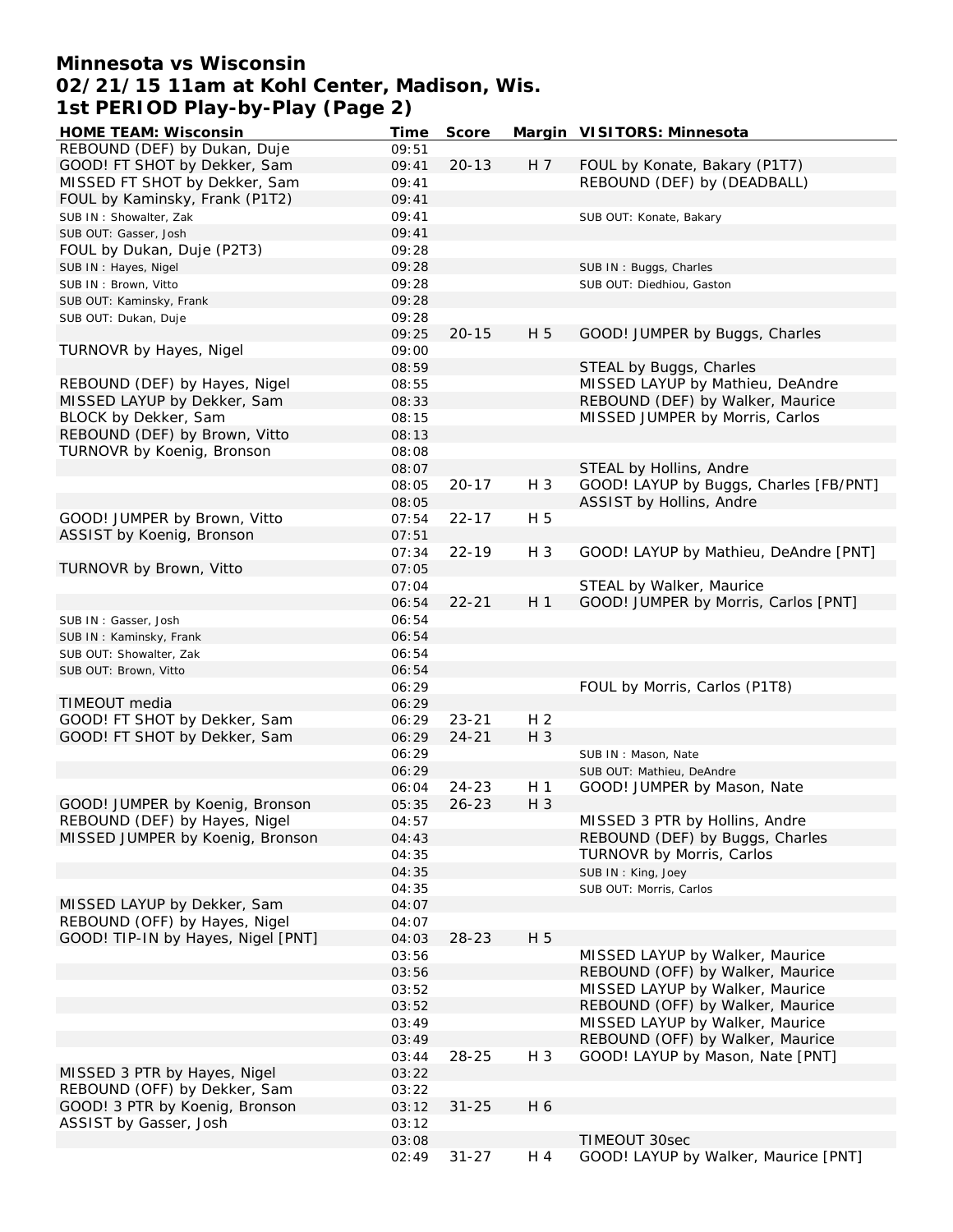# Minnesota vs Wisconsin
# 02/21/15 11am at Kohl Center, Madison, Wis.
# 1st PERIOD Play-by-Play (Page 2)

| HOME TEAM: Wisconsin | Time | Score | Margin | VISITORS: Minnesota |
|---|---|---|---|---|
| REBOUND (DEF) by Dukan, Duje | 09:51 | | | |
| GOOD! FT SHOT by Dekker, Sam | 09:41 | 20-13 | H 7 | FOUL by Konate, Bakary (P1T7) |
| MISSED FT SHOT by Dekker, Sam | 09:41 | | | REBOUND (DEF) by (DEADBALL) |
| FOUL by Kaminsky, Frank (P1T2) | 09:41 | | | |
| SUB IN : Showalter, Zak | 09:41 | | | SUB OUT: Konate, Bakary |
| SUB OUT: Gasser, Josh | 09:41 | | | |
| FOUL by Dukan, Duje (P2T3) | 09:28 | | | |
| SUB IN : Hayes, Nigel | 09:28 | | | SUB IN : Buggs, Charles |
| SUB IN : Brown, Vitto | 09:28 | | | SUB OUT: Diedhiou, Gaston |
| SUB OUT: Kaminsky, Frank | 09:28 | | | |
| SUB OUT: Dukan, Duje | 09:28 | | | |
| | 09:25 | 20-15 | H 5 | GOOD! JUMPER by Buggs, Charles |
| TURNOVR by Hayes, Nigel | 09:00 | | | |
| | 08:59 | | | STEAL by Buggs, Charles |
| REBOUND (DEF) by Hayes, Nigel | 08:55 | | | MISSED LAYUP by Mathieu, DeAndre |
| MISSED LAYUP by Dekker, Sam | 08:33 | | | REBOUND (DEF) by Walker, Maurice |
| BLOCK by Dekker, Sam | 08:15 | | | MISSED JUMPER by Morris, Carlos |
| REBOUND (DEF) by Brown, Vitto | 08:13 | | | |
| TURNOVR by Koenig, Bronson | 08:08 | | | |
| | 08:07 | | | STEAL by Hollins, Andre |
| | 08:05 | 20-17 | H 3 | GOOD! LAYUP by Buggs, Charles [FB/PNT] |
| | 08:05 | | | ASSIST by Hollins, Andre |
| GOOD! JUMPER by Brown, Vitto | 07:54 | 22-17 | H 5 | |
| ASSIST by Koenig, Bronson | 07:51 | | | |
| | 07:34 | 22-19 | H 3 | GOOD! LAYUP by Mathieu, DeAndre [PNT] |
| TURNOVR by Brown, Vitto | 07:05 | | | |
| | 07:04 | | | STEAL by Walker, Maurice |
| | 06:54 | 22-21 | H 1 | GOOD! JUMPER by Morris, Carlos [PNT] |
| SUB IN : Gasser, Josh | 06:54 | | | |
| SUB IN : Kaminsky, Frank | 06:54 | | | |
| SUB OUT: Showalter, Zak | 06:54 | | | |
| SUB OUT: Brown, Vitto | 06:54 | | | |
| | 06:29 | | | FOUL by Morris, Carlos (P1T8) |
| TIMEOUT media | 06:29 | | | |
| GOOD! FT SHOT by Dekker, Sam | 06:29 | 23-21 | H 2 | |
| GOOD! FT SHOT by Dekker, Sam | 06:29 | 24-21 | H 3 | |
| | 06:29 | | | SUB IN : Mason, Nate |
| | 06:29 | | | SUB OUT: Mathieu, DeAndre |
| | 06:04 | 24-23 | H 1 | GOOD! JUMPER by Mason, Nate |
| GOOD! JUMPER by Koenig, Bronson | 05:35 | 26-23 | H 3 | |
| REBOUND (DEF) by Hayes, Nigel | 04:57 | | | MISSED 3 PTR by Hollins, Andre |
| MISSED JUMPER by Koenig, Bronson | 04:43 | | | REBOUND (DEF) by Buggs, Charles |
| | 04:35 | | | TURNOVR by Morris, Carlos |
| | 04:35 | | | SUB IN : King, Joey |
| | 04:35 | | | SUB OUT: Morris, Carlos |
| MISSED LAYUP by Dekker, Sam | 04:07 | | | |
| REBOUND (OFF) by Hayes, Nigel | 04:07 | | | |
| GOOD! TIP-IN by Hayes, Nigel [PNT] | 04:03 | 28-23 | H 5 | |
| | 03:56 | | | MISSED LAYUP by Walker, Maurice |
| | 03:56 | | | REBOUND (OFF) by Walker, Maurice |
| | 03:52 | | | MISSED LAYUP by Walker, Maurice |
| | 03:52 | | | REBOUND (OFF) by Walker, Maurice |
| | 03:49 | | | MISSED LAYUP by Walker, Maurice |
| | 03:49 | | | REBOUND (OFF) by Walker, Maurice |
| | 03:44 | 28-25 | H 3 | GOOD! LAYUP by Mason, Nate [PNT] |
| MISSED 3 PTR by Hayes, Nigel | 03:22 | | | |
| REBOUND (OFF) by Dekker, Sam | 03:22 | | | |
| GOOD! 3 PTR by Koenig, Bronson | 03:12 | 31-25 | H 6 | |
| ASSIST by Gasser, Josh | 03:12 | | | |
| | 03:08 | | | TIMEOUT 30sec |
| | 02:49 | 31-27 | H 4 | GOOD! LAYUP by Walker, Maurice [PNT] |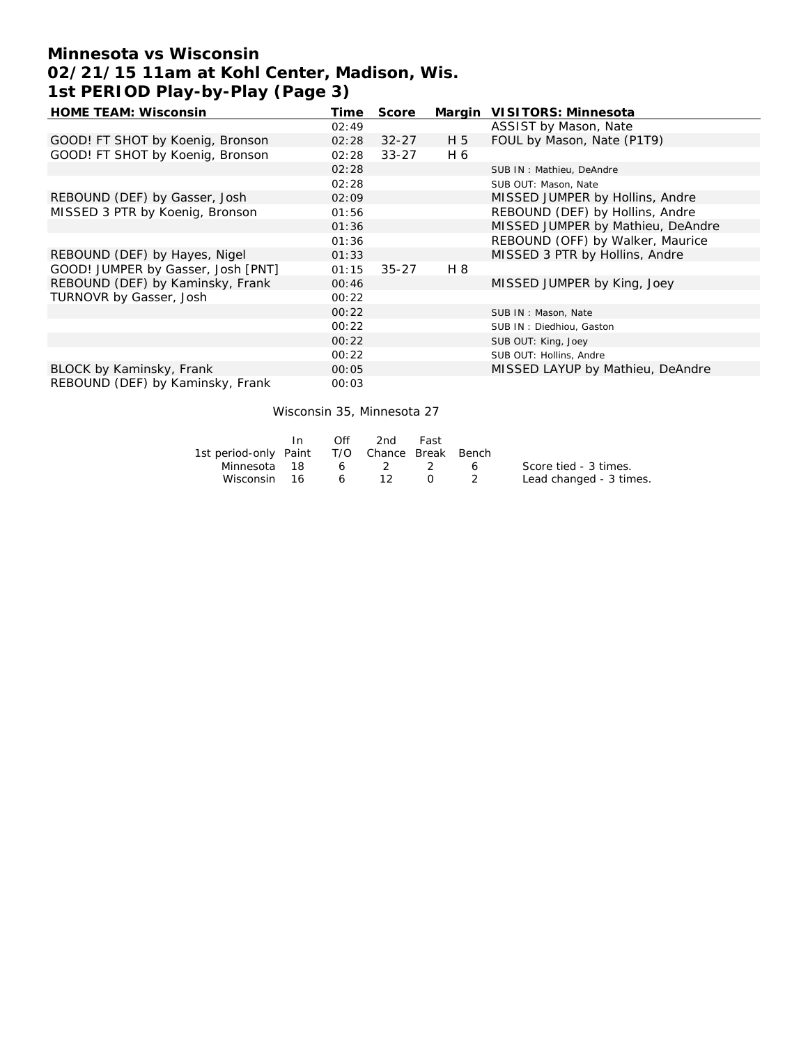# Minnesota vs Wisconsin
## 02/21/15 11am at Kohl Center, Madison, Wis.
## 1st PERIOD Play-by-Play (Page 3)

| HOME TEAM: Wisconsin | Time | Score | Margin | VISITORS: Minnesota |
|---|---|---|---|---|
| | 02:49 | | | ASSIST by Mason, Nate |
| GOOD! FT SHOT by Koenig, Bronson | 02:28 | 32-27 | H 5 | FOUL by Mason, Nate (P1T9) |
| GOOD! FT SHOT by Koenig, Bronson | 02:28 | 33-27 | H 6 | |
| | 02:28 | | | SUB IN : Mathieu, DeAndre |
| | 02:28 | | | SUB OUT: Mason, Nate |
| REBOUND (DEF) by Gasser, Josh | 02:09 | | | MISSED JUMPER by Hollins, Andre |
| MISSED 3 PTR by Koenig, Bronson | 01:56 | | | REBOUND (DEF) by Hollins, Andre |
| | 01:36 | | | MISSED JUMPER by Mathieu, DeAndre |
| | 01:36 | | | REBOUND (OFF) by Walker, Maurice |
| REBOUND (DEF) by Hayes, Nigel | 01:33 | | | MISSED 3 PTR by Hollins, Andre |
| GOOD! JUMPER by Gasser, Josh [PNT] | 01:15 | 35-27 | H 8 | |
| REBOUND (DEF) by Kaminsky, Frank | 00:46 | | | MISSED JUMPER by King, Joey |
| TURNOVR by Gasser, Josh | 00:22 | | | |
| | 00:22 | | | SUB IN : Mason, Nate |
| | 00:22 | | | SUB IN : Diedhiou, Gaston |
| | 00:22 | | | SUB OUT: King, Joey |
| | 00:22 | | | SUB OUT: Hollins, Andre |
| BLOCK by Kaminsky, Frank | 00:05 | | | MISSED LAYUP by Mathieu, DeAndre |
| REBOUND (DEF) by Kaminsky, Frank | 00:03 | | | |

Wisconsin 35, Minnesota 27

| 1st period-only | In Paint | Off T/O | 2nd Chance | Fast Break | Bench |
|---|---|---|---|---|---|
| Minnesota | 18 | 6 | 2 | 2 | 6 |
| Wisconsin | 16 | 6 | 12 | 0 | 2 |

Score tied - 3 times.
Lead changed - 3 times.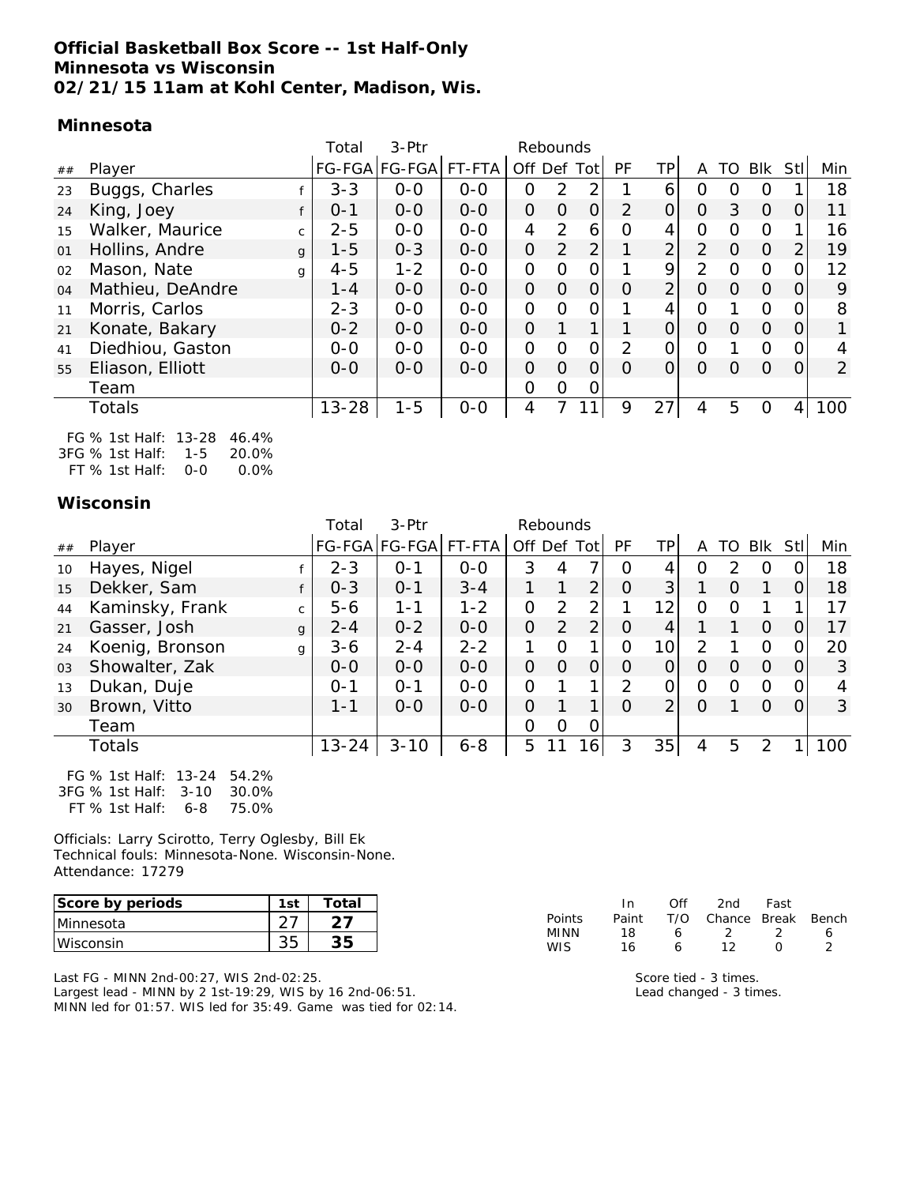**Official Basketball Box Score -- 1st Half-Only**
**Minnesota vs Wisconsin**
**02/21/15 11am at Kohl Center, Madison, Wis.**

### Minnesota

| ## | Player | | Total FG-FGA | 3-Ptr FG-FGA | FT-FTA | Rebounds Off | Def | Tot | PF | TP | A | TO | Blk | Stl | Min |
|---|---|---|---|---|---|---|---|---|---|---|---|---|---|---|---|
| 23 | Buggs, Charles | f | 3-3 | 0-0 | 0-0 | 0 | 2 | 2 | 1 | 6 | 0 | 0 | 0 | 1 | 18 |
| 24 | King, Joey | f | 0-1 | 0-0 | 0-0 | 0 | 0 | 0 | 2 | 0 | 0 | 3 | 0 | 0 | 11 |
| 15 | Walker, Maurice | c | 2-5 | 0-0 | 0-0 | 4 | 2 | 6 | 0 | 4 | 0 | 0 | 0 | 1 | 16 |
| 01 | Hollins, Andre | g | 1-5 | 0-3 | 0-0 | 0 | 2 | 2 | 1 | 2 | 2 | 0 | 0 | 2 | 19 |
| 02 | Mason, Nate | g | 4-5 | 1-2 | 0-0 | 0 | 0 | 0 | 1 | 9 | 2 | 0 | 0 | 0 | 12 |
| 04 | Mathieu, DeAndre | | 1-4 | 0-0 | 0-0 | 0 | 0 | 0 | 0 | 2 | 0 | 0 | 0 | 0 | 9 |
| 11 | Morris, Carlos | | 2-3 | 0-0 | 0-0 | 0 | 0 | 0 | 1 | 4 | 0 | 1 | 0 | 0 | 8 |
| 21 | Konate, Bakary | | 0-2 | 0-0 | 0-0 | 0 | 1 | 1 | 1 | 0 | 0 | 0 | 0 | 0 | 1 |
| 41 | Diedhiou, Gaston | | 0-0 | 0-0 | 0-0 | 0 | 0 | 0 | 2 | 0 | 0 | 1 | 0 | 0 | 4 |
| 55 | Eliason, Elliott | | 0-0 | 0-0 | 0-0 | 0 | 0 | 0 | 0 | 0 | 0 | 0 | 0 | 0 | 2 |
| | Team | | | | | 0 | 0 | 0 | | | | | | | |
| | Totals | | 13-28 | 1-5 | 0-0 | 4 | 7 | 11 | 9 | 27 | 4 | 5 | 0 | 4 | 100 |

FG % 1st Half: 13-28 46.4%
3FG % 1st Half: 1-5 20.0%
FT % 1st Half: 0-0 0.0%

### Wisconsin

| ## | Player | | Total FG-FGA | 3-Ptr FG-FGA | FT-FTA | Rebounds Off | Def | Tot | PF | TP | A | TO | Blk | Stl | Min |
|---|---|---|---|---|---|---|---|---|---|---|---|---|---|---|---|
| 10 | Hayes, Nigel | f | 2-3 | 0-1 | 0-0 | 3 | 4 | 7 | 0 | 4 | 0 | 2 | 0 | 0 | 18 |
| 15 | Dekker, Sam | f | 0-3 | 0-1 | 3-4 | 1 | 1 | 2 | 0 | 3 | 1 | 0 | 1 | 0 | 18 |
| 44 | Kaminsky, Frank | c | 5-6 | 1-1 | 1-2 | 0 | 2 | 2 | 1 | 12 | 0 | 0 | 1 | 1 | 17 |
| 21 | Gasser, Josh | g | 2-4 | 0-2 | 0-0 | 0 | 2 | 2 | 0 | 4 | 1 | 1 | 0 | 0 | 17 |
| 24 | Koenig, Bronson | g | 3-6 | 2-4 | 2-2 | 1 | 0 | 1 | 0 | 10 | 2 | 1 | 0 | 0 | 20 |
| 03 | Showalter, Zak | | 0-0 | 0-0 | 0-0 | 0 | 0 | 0 | 0 | 0 | 0 | 0 | 0 | 0 | 3 |
| 13 | Dukan, Duje | | 0-1 | 0-1 | 0-0 | 0 | 1 | 1 | 2 | 0 | 0 | 0 | 0 | 0 | 4 |
| 30 | Brown, Vitto | | 1-1 | 0-0 | 0-0 | 0 | 1 | 1 | 0 | 2 | 0 | 1 | 0 | 0 | 3 |
| | Team | | | | | 0 | 0 | 0 | | | | | | | |
| | Totals | | 13-24 | 3-10 | 6-8 | 5 | 11 | 16 | 3 | 35 | 4 | 5 | 2 | 1 | 100 |

FG % 1st Half: 13-24 54.2%
3FG % 1st Half: 3-10 30.0%
FT % 1st Half: 6-8 75.0%

Officials: Larry Scirotto, Terry Oglesby, Bill Ek
Technical fouls: Minnesota-None. Wisconsin-None.
Attendance: 17279

| Score by periods | 1st | Total |
|---|---|---|
| Minnesota | 27 | 27 |
| Wisconsin | 35 | 35 |

| Points | In Paint | Off T/O | 2nd Chance | Fast Break | Bench |
|---|---|---|---|---|---|
| MINN | 18 | 6 | 2 | 2 | 6 |
| WIS | 16 | 6 | 12 | 0 | 2 |

Last FG - MINN 2nd-00:27, WIS 2nd-02:25.
Largest lead - MINN by 2 1st-19:29, WIS by 16 2nd-06:51.
MINN led for 01:57. WIS led for 35:49. Game was tied for 02:14.

Score tied - 3 times.
Lead changed - 3 times.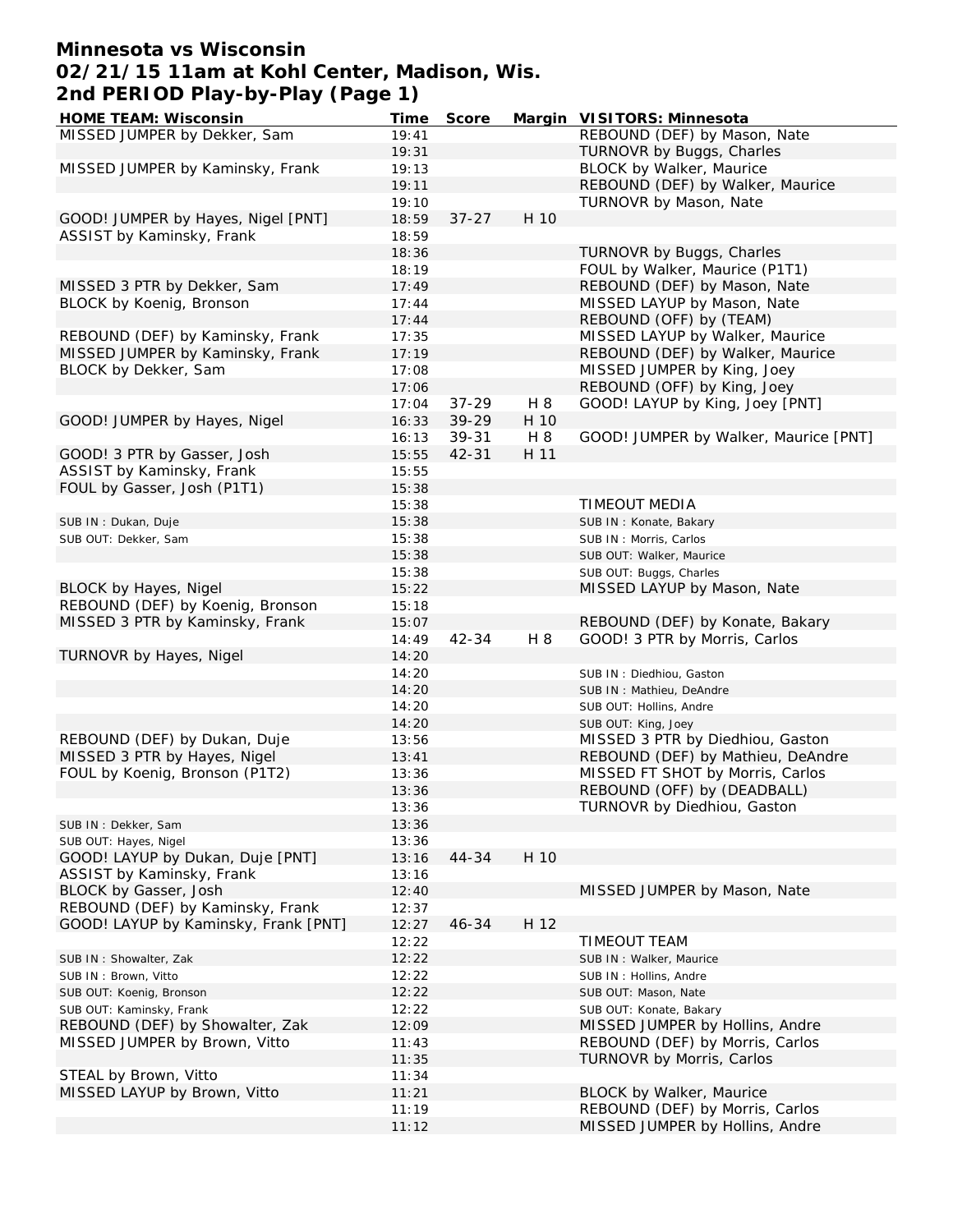# Minnesota vs Wisconsin
## 02/21/15 11am at Kohl Center, Madison, Wis.
## 2nd PERIOD Play-by-Play (Page 1)

| HOME TEAM: Wisconsin | Time | Score | Margin | VISITORS: Minnesota |
|---|---|---|---|---|
| MISSED JUMPER by Dekker, Sam | 19:41 | | | REBOUND (DEF) by Mason, Nate |
| | 19:31 | | | TURNOVR by Buggs, Charles |
| MISSED JUMPER by Kaminsky, Frank | 19:13 | | | BLOCK by Walker, Maurice |
| | 19:11 | | | REBOUND (DEF) by Walker, Maurice |
| | 19:10 | | | TURNOVR by Mason, Nate |
| GOOD! JUMPER by Hayes, Nigel [PNT] | 18:59 | 37-27 | H 10 | |
| ASSIST by Kaminsky, Frank | 18:59 | | | |
| | 18:36 | | | TURNOVR by Buggs, Charles |
| | 18:19 | | | FOUL by Walker, Maurice (P1T1) |
| MISSED 3 PTR by Dekker, Sam | 17:49 | | | REBOUND (DEF) by Mason, Nate |
| BLOCK by Koenig, Bronson | 17:44 | | | MISSED LAYUP by Mason, Nate |
| | 17:44 | | | REBOUND (OFF) by (TEAM) |
| REBOUND (DEF) by Kaminsky, Frank | 17:35 | | | MISSED LAYUP by Walker, Maurice |
| MISSED JUMPER by Kaminsky, Frank | 17:19 | | | REBOUND (DEF) by Walker, Maurice |
| BLOCK by Dekker, Sam | 17:08 | | | MISSED JUMPER by King, Joey |
| | 17:06 | | | REBOUND (OFF) by King, Joey |
| | 17:04 | 37-29 | H 8 | GOOD! LAYUP by King, Joey [PNT] |
| GOOD! JUMPER by Hayes, Nigel | 16:33 | 39-29 | H 10 | |
| | 16:13 | 39-31 | H 8 | GOOD! JUMPER by Walker, Maurice [PNT] |
| GOOD! 3 PTR by Gasser, Josh | 15:55 | 42-31 | H 11 | |
| ASSIST by Kaminsky, Frank | 15:55 | | | |
| FOUL by Gasser, Josh (P1T1) | 15:38 | | | |
| | 15:38 | | | TIMEOUT MEDIA |
| SUB IN : Dukan, Duje | 15:38 | | | SUB IN : Konate, Bakary |
| SUB OUT: Dekker, Sam | 15:38 | | | SUB IN : Morris, Carlos |
| | 15:38 | | | SUB OUT: Walker, Maurice |
| | 15:38 | | | SUB OUT: Buggs, Charles |
| BLOCK by Hayes, Nigel | 15:22 | | | MISSED LAYUP by Mason, Nate |
| REBOUND (DEF) by Koenig, Bronson | 15:18 | | | |
| MISSED 3 PTR by Kaminsky, Frank | 15:07 | | | REBOUND (DEF) by Konate, Bakary |
| | 14:49 | 42-34 | H 8 | GOOD! 3 PTR by Morris, Carlos |
| TURNOVR by Hayes, Nigel | 14:20 | | | |
| | 14:20 | | | SUB IN : Diedhiou, Gaston |
| | 14:20 | | | SUB IN : Mathieu, DeAndre |
| | 14:20 | | | SUB OUT: Hollins, Andre |
| | 14:20 | | | SUB OUT: King, Joey |
| REBOUND (DEF) by Dukan, Duje | 13:56 | | | MISSED 3 PTR by Diedhiou, Gaston |
| MISSED 3 PTR by Hayes, Nigel | 13:41 | | | REBOUND (DEF) by Mathieu, DeAndre |
| FOUL by Koenig, Bronson (P1T2) | 13:36 | | | MISSED FT SHOT by Morris, Carlos |
| | 13:36 | | | REBOUND (OFF) by (DEADBALL) |
| | 13:36 | | | TURNOVR by Diedhiou, Gaston |
| SUB IN : Dekker, Sam | 13:36 | | | |
| SUB OUT: Hayes, Nigel | 13:36 | | | |
| GOOD! LAYUP by Dukan, Duje [PNT] | 13:16 | 44-34 | H 10 | |
| ASSIST by Kaminsky, Frank | 13:16 | | | |
| BLOCK by Gasser, Josh | 12:40 | | | MISSED JUMPER by Mason, Nate |
| REBOUND (DEF) by Kaminsky, Frank | 12:37 | | | |
| GOOD! LAYUP by Kaminsky, Frank [PNT] | 12:27 | 46-34 | H 12 | |
| | 12:22 | | | TIMEOUT TEAM |
| SUB IN : Showalter, Zak | 12:22 | | | SUB IN : Walker, Maurice |
| SUB IN : Brown, Vitto | 12:22 | | | SUB IN : Hollins, Andre |
| SUB OUT: Koenig, Bronson | 12:22 | | | SUB OUT: Mason, Nate |
| SUB OUT: Kaminsky, Frank | 12:22 | | | SUB OUT: Konate, Bakary |
| REBOUND (DEF) by Showalter, Zak | 12:09 | | | MISSED JUMPER by Hollins, Andre |
| MISSED JUMPER by Brown, Vitto | 11:43 | | | REBOUND (DEF) by Morris, Carlos |
| | 11:35 | | | TURNOVR by Morris, Carlos |
| STEAL by Brown, Vitto | 11:34 | | | |
| MISSED LAYUP by Brown, Vitto | 11:21 | | | BLOCK by Walker, Maurice |
| | 11:19 | | | REBOUND (DEF) by Morris, Carlos |
| | 11:12 | | | MISSED JUMPER by Hollins, Andre |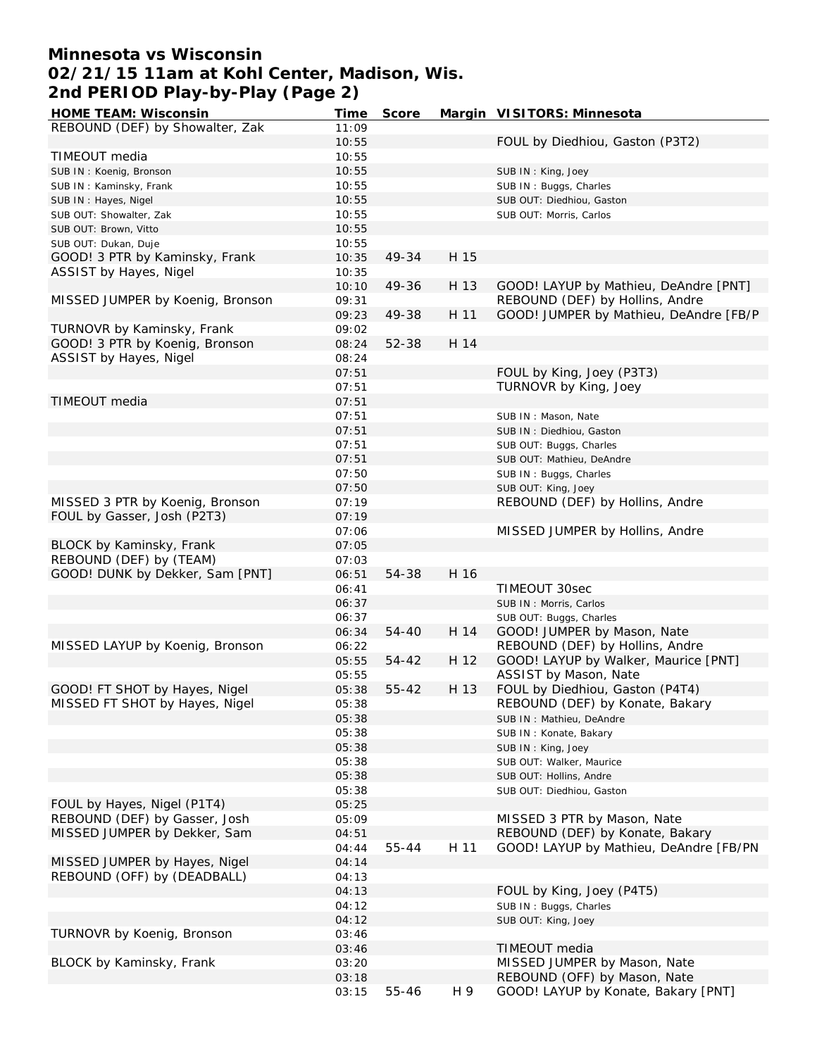# Minnesota vs Wisconsin
# 02/21/15 11am at Kohl Center, Madison, Wis.
# 2nd PERIOD Play-by-Play (Page 2)

| HOME TEAM: Wisconsin | Time | Score | Margin | VISITORS: Minnesota |
|---|---|---|---|---|
| REBOUND (DEF) by Showalter, Zak | 11:09 | | | |
| | 10:55 | | | FOUL by Diedhiou, Gaston (P3T2) |
| TIMEOUT media | 10:55 | | | |
| SUB IN : Koenig, Bronson | 10:55 | | | SUB IN : King, Joey |
| SUB IN : Kaminsky, Frank | 10:55 | | | SUB IN : Buggs, Charles |
| SUB IN : Hayes, Nigel | 10:55 | | | SUB OUT: Diedhiou, Gaston |
| SUB OUT: Showalter, Zak | 10:55 | | | SUB OUT: Morris, Carlos |
| SUB OUT: Brown, Vitto | 10:55 | | | |
| SUB OUT: Dukan, Duje | 10:55 | | | |
| GOOD! 3 PTR by Kaminsky, Frank | 10:35 | 49-34 | H 15 | |
| ASSIST by Hayes, Nigel | 10:35 | | | |
| | 10:10 | 49-36 | H 13 | GOOD! LAYUP by Mathieu, DeAndre [PNT] |
| MISSED JUMPER by Koenig, Bronson | 09:31 | | | REBOUND (DEF) by Hollins, Andre |
| | 09:23 | 49-38 | H 11 | GOOD! JUMPER by Mathieu, DeAndre [FB/P |
| TURNOVR by Kaminsky, Frank | 09:02 | | | |
| GOOD! 3 PTR by Koenig, Bronson | 08:24 | 52-38 | H 14 | |
| ASSIST by Hayes, Nigel | 08:24 | | | |
| | 07:51 | | | FOUL by King, Joey (P3T3) |
| | 07:51 | | | TURNOVR by King, Joey |
| TIMEOUT media | 07:51 | | | |
| | 07:51 | | | SUB IN : Mason, Nate |
| | 07:51 | | | SUB IN : Diedhiou, Gaston |
| | 07:51 | | | SUB OUT: Buggs, Charles |
| | 07:51 | | | SUB OUT: Mathieu, DeAndre |
| | 07:50 | | | SUB IN : Buggs, Charles |
| | 07:50 | | | SUB OUT: King, Joey |
| MISSED 3 PTR by Koenig, Bronson | 07:19 | | | REBOUND (DEF) by Hollins, Andre |
| FOUL by Gasser, Josh (P2T3) | 07:19 | | | |
| | 07:06 | | | MISSED JUMPER by Hollins, Andre |
| BLOCK by Kaminsky, Frank | 07:05 | | | |
| REBOUND (DEF) by (TEAM) | 07:03 | | | |
| GOOD! DUNK by Dekker, Sam [PNT] | 06:51 | 54-38 | H 16 | |
| | 06:41 | | | TIMEOUT 30sec |
| | 06:37 | | | SUB IN : Morris, Carlos |
| | 06:37 | | | SUB OUT: Buggs, Charles |
| | 06:34 | 54-40 | H 14 | GOOD! JUMPER by Mason, Nate |
| MISSED LAYUP by Koenig, Bronson | 06:22 | | | REBOUND (DEF) by Hollins, Andre |
| | 05:55 | 54-42 | H 12 | GOOD! LAYUP by Walker, Maurice [PNT] |
| | 05:55 | | | ASSIST by Mason, Nate |
| GOOD! FT SHOT by Hayes, Nigel | 05:38 | 55-42 | H 13 | FOUL by Diedhiou, Gaston (P4T4) |
| MISSED FT SHOT by Hayes, Nigel | 05:38 | | | REBOUND (DEF) by Konate, Bakary |
| | 05:38 | | | SUB IN : Mathieu, DeAndre |
| | 05:38 | | | SUB IN : Konate, Bakary |
| | 05:38 | | | SUB IN : King, Joey |
| | 05:38 | | | SUB OUT: Walker, Maurice |
| | 05:38 | | | SUB OUT: Hollins, Andre |
| | 05:38 | | | SUB OUT: Diedhiou, Gaston |
| FOUL by Hayes, Nigel (P1T4) | 05:25 | | | |
| REBOUND (DEF) by Gasser, Josh | 05:09 | | | MISSED 3 PTR by Mason, Nate |
| MISSED JUMPER by Dekker, Sam | 04:51 | | | REBOUND (DEF) by Konate, Bakary |
| | 04:44 | 55-44 | H 11 | GOOD! LAYUP by Mathieu, DeAndre [FB/PN |
| MISSED JUMPER by Hayes, Nigel | 04:14 | | | |
| REBOUND (OFF) by (DEADBALL) | 04:13 | | | |
| | 04:13 | | | FOUL by King, Joey (P4T5) |
| | 04:12 | | | SUB IN : Buggs, Charles |
| | 04:12 | | | SUB OUT: King, Joey |
| TURNOVR by Koenig, Bronson | 03:46 | | | |
| | 03:46 | | | TIMEOUT media |
| BLOCK by Kaminsky, Frank | 03:20 | | | MISSED JUMPER by Mason, Nate |
| | 03:18 | | | REBOUND (OFF) by Mason, Nate |
| | 03:15 | 55-46 | H 9 | GOOD! LAYUP by Konate, Bakary [PNT] |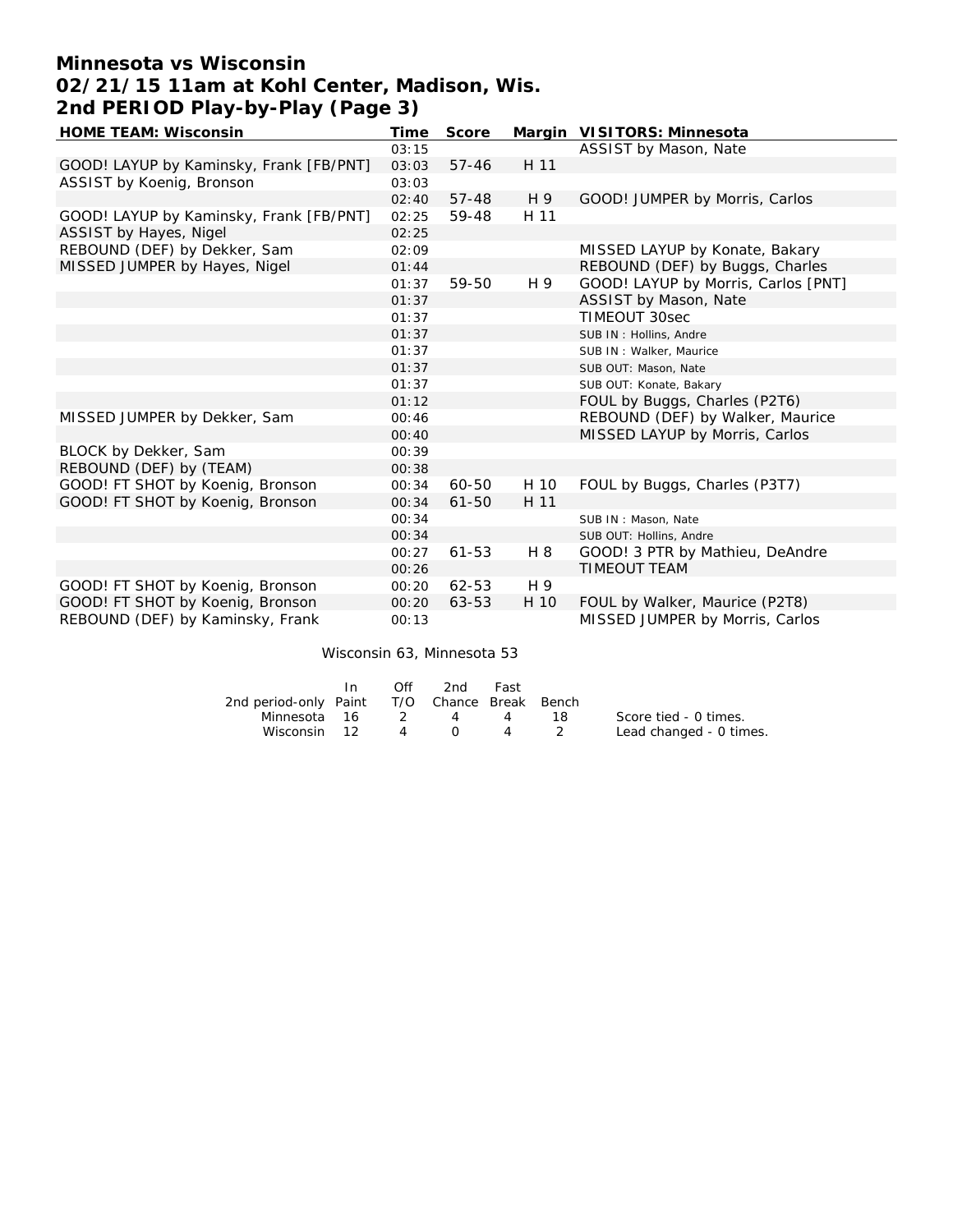# Minnesota vs Wisconsin
## 02/21/15 11am at Kohl Center, Madison, Wis.
## 2nd PERIOD Play-by-Play (Page 3)

| HOME TEAM: Wisconsin | Time | Score | Margin | VISITORS: Minnesota |
|---|---|---|---|---|
| | 03:15 | | | ASSIST by Mason, Nate |
| GOOD! LAYUP by Kaminsky, Frank [FB/PNT] | 03:03 | 57-46 | H 11 | |
| ASSIST by Koenig, Bronson | 03:03 | | | |
| | 02:40 | 57-48 | H 9 | GOOD! JUMPER by Morris, Carlos |
| GOOD! LAYUP by Kaminsky, Frank [FB/PNT] | 02:25 | 59-48 | H 11 | |
| ASSIST by Hayes, Nigel | 02:25 | | | |
| REBOUND (DEF) by Dekker, Sam | 02:09 | | | MISSED LAYUP by Konate, Bakary |
| MISSED JUMPER by Hayes, Nigel | 01:44 | | | REBOUND (DEF) by Buggs, Charles |
| | 01:37 | 59-50 | H 9 | GOOD! LAYUP by Morris, Carlos [PNT] |
| | 01:37 | | | ASSIST by Mason, Nate |
| | 01:37 | | | TIMEOUT 30sec |
| | 01:37 | | | SUB IN : Hollins, Andre |
| | 01:37 | | | SUB IN : Walker, Maurice |
| | 01:37 | | | SUB OUT: Mason, Nate |
| | 01:37 | | | SUB OUT: Konate, Bakary |
| | 01:12 | | | FOUL by Buggs, Charles (P2T6) |
| MISSED JUMPER by Dekker, Sam | 00:46 | | | REBOUND (DEF) by Walker, Maurice |
| | 00:40 | | | MISSED LAYUP by Morris, Carlos |
| BLOCK by Dekker, Sam | 00:39 | | | |
| REBOUND (DEF) by (TEAM) | 00:38 | | | |
| GOOD! FT SHOT by Koenig, Bronson | 00:34 | 60-50 | H 10 | FOUL by Buggs, Charles (P3T7) |
| GOOD! FT SHOT by Koenig, Bronson | 00:34 | 61-50 | H 11 | |
| | 00:34 | | | SUB IN : Mason, Nate |
| | 00:34 | | | SUB OUT: Hollins, Andre |
| | 00:27 | 61-53 | H 8 | GOOD! 3 PTR by Mathieu, DeAndre |
| | 00:26 | | | TIMEOUT TEAM |
| GOOD! FT SHOT by Koenig, Bronson | 00:20 | 62-53 | H 9 | |
| GOOD! FT SHOT by Koenig, Bronson | 00:20 | 63-53 | H 10 | FOUL by Walker, Maurice (P2T8) |
| REBOUND (DEF) by Kaminsky, Frank | 00:13 | | | MISSED JUMPER by Morris, Carlos |

Wisconsin 63, Minnesota 53

| 2nd period-only | In Paint | Off T/O | 2nd Chance | Fast Break | Bench |
|---|---|---|---|---|---|
| Minnesota | 16 | 2 | 4 | 4 | 18 |
| Wisconsin | 12 | 4 | 0 | 4 | 2 |

Score tied - 0 times.
Lead changed - 0 times.